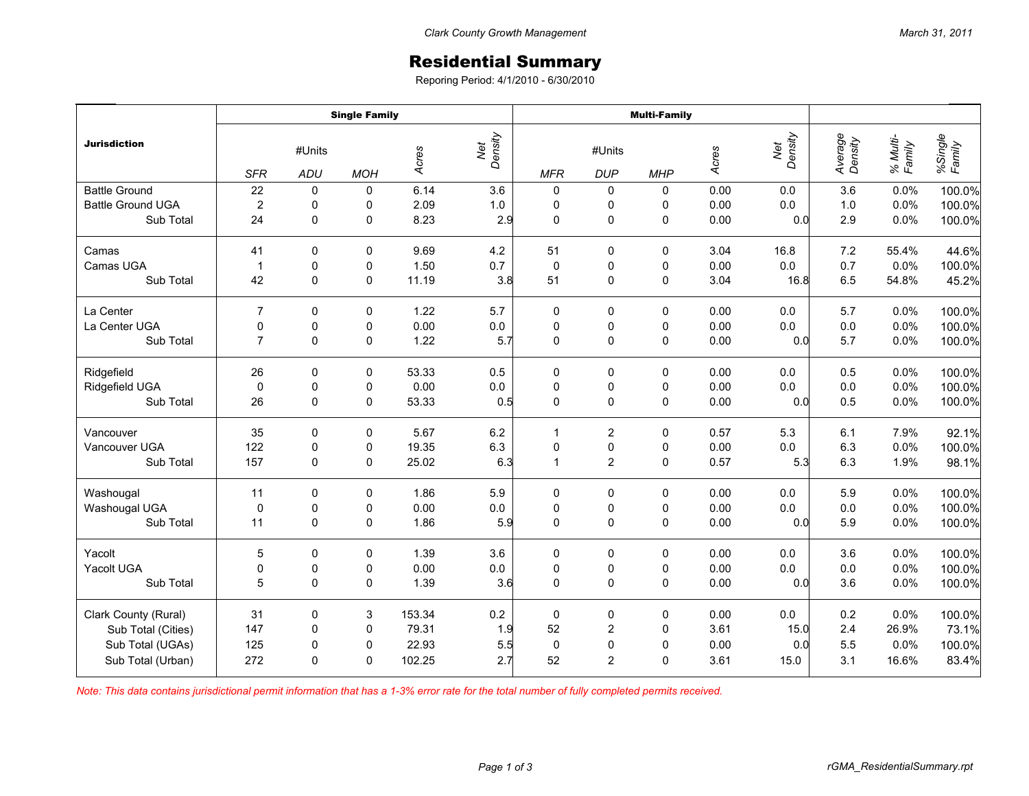Clark County Growth Management

March 31, 2011

# Residential Summary

Reporing Period: 4/1/2010 - 6/30/2010

| Jurisdiction | Single Family | | | | | Multi-Family | | | | | | | |
|---|---|---|---|---|---|---|---|---|---|---|---|---|---|
| | #Units | | | Acres | Net Density | #Units | | | Acres | Net Density | Average Density | % Multi-Family | %Single Family |
| | SFR | ADU | MOH | | | MFR | DUP | MHP | | | | | |
| Battle Ground | 22 | 0 | 0 | 6.14 | 3.6 | 0 | 0 | 0 | 0.00 | 0.0 | 3.6 | 0.0% | 100.0% |
| Battle Ground UGA | 2 | 0 | 0 | 2.09 | 1.0 | 0 | 0 | 0 | 0.00 | 0.0 | 1.0 | 0.0% | 100.0% |
| Sub Total | 24 | 0 | 0 | 8.23 | 2.9 | 0 | 0 | 0 | 0.00 | 0.0 | 2.9 | 0.0% | 100.0% |
| Camas | 41 | 0 | 0 | 9.69 | 4.2 | 51 | 0 | 0 | 3.04 | 16.8 | 7.2 | 55.4% | 44.6% |
| Camas UGA | 1 | 0 | 0 | 1.50 | 0.7 | 0 | 0 | 0 | 0.00 | 0.0 | 0.7 | 0.0% | 100.0% |
| Sub Total | 42 | 0 | 0 | 11.19 | 3.8 | 51 | 0 | 0 | 3.04 | 16.8 | 6.5 | 54.8% | 45.2% |
| La Center | 7 | 0 | 0 | 1.22 | 5.7 | 0 | 0 | 0 | 0.00 | 0.0 | 5.7 | 0.0% | 100.0% |
| La Center UGA | 0 | 0 | 0 | 0.00 | 0.0 | 0 | 0 | 0 | 0.00 | 0.0 | 0.0 | 0.0% | 100.0% |
| Sub Total | 7 | 0 | 0 | 1.22 | 5.7 | 0 | 0 | 0 | 0.00 | 0.0 | 5.7 | 0.0% | 100.0% |
| Ridgefield | 26 | 0 | 0 | 53.33 | 0.5 | 0 | 0 | 0 | 0.00 | 0.0 | 0.5 | 0.0% | 100.0% |
| Ridgefield UGA | 0 | 0 | 0 | 0.00 | 0.0 | 0 | 0 | 0 | 0.00 | 0.0 | 0.0 | 0.0% | 100.0% |
| Sub Total | 26 | 0 | 0 | 53.33 | 0.5 | 0 | 0 | 0 | 0.00 | 0.0 | 0.5 | 0.0% | 100.0% |
| Vancouver | 35 | 0 | 0 | 5.67 | 6.2 | 1 | 2 | 0 | 0.57 | 5.3 | 6.1 | 7.9% | 92.1% |
| Vancouver UGA | 122 | 0 | 0 | 19.35 | 6.3 | 0 | 0 | 0 | 0.00 | 0.0 | 6.3 | 0.0% | 100.0% |
| Sub Total | 157 | 0 | 0 | 25.02 | 6.3 | 1 | 2 | 0 | 0.57 | 5.3 | 6.3 | 1.9% | 98.1% |
| Washougal | 11 | 0 | 0 | 1.86 | 5.9 | 0 | 0 | 0 | 0.00 | 0.0 | 5.9 | 0.0% | 100.0% |
| Washougal UGA | 0 | 0 | 0 | 0.00 | 0.0 | 0 | 0 | 0 | 0.00 | 0.0 | 0.0 | 0.0% | 100.0% |
| Sub Total | 11 | 0 | 0 | 1.86 | 5.9 | 0 | 0 | 0 | 0.00 | 0.0 | 5.9 | 0.0% | 100.0% |
| Yacolt | 5 | 0 | 0 | 1.39 | 3.6 | 0 | 0 | 0 | 0.00 | 0.0 | 3.6 | 0.0% | 100.0% |
| Yacolt UGA | 0 | 0 | 0 | 0.00 | 0.0 | 0 | 0 | 0 | 0.00 | 0.0 | 0.0 | 0.0% | 100.0% |
| Sub Total | 5 | 0 | 0 | 1.39 | 3.6 | 0 | 0 | 0 | 0.00 | 0.0 | 3.6 | 0.0% | 100.0% |
| Clark County (Rural) | 31 | 0 | 3 | 153.34 | 0.2 | 0 | 0 | 0 | 0.00 | 0.0 | 0.2 | 0.0% | 100.0% |
| Sub Total (Cities) | 147 | 0 | 0 | 79.31 | 1.9 | 52 | 2 | 0 | 3.61 | 15.0 | 2.4 | 26.9% | 73.1% |
| Sub Total (UGAs) | 125 | 0 | 0 | 22.93 | 5.5 | 0 | 0 | 0 | 0.00 | 0.0 | 5.5 | 0.0% | 100.0% |
| Sub Total (Urban) | 272 | 0 | 0 | 102.25 | 2.7 | 52 | 2 | 0 | 3.61 | 15.0 | 3.1 | 16.6% | 83.4% |

*Note: This data contains jurisdictional permit information that has a 1-3% error rate for the total number of fully completed permits received.*

rGMA_ResidentialSummary.rpt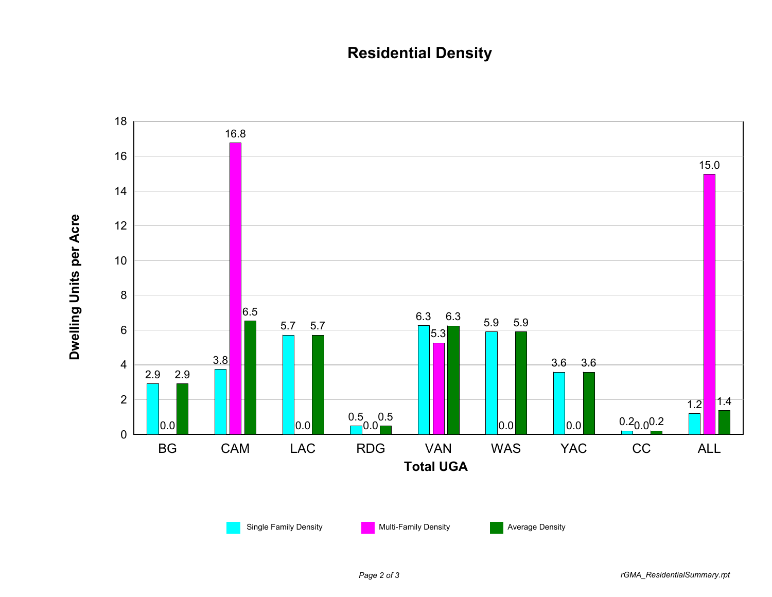# Residential Density

| Total UGA | Single Family Density | Multi-Family Density | Average Density |
|---|---|---|---|
| BG | 2.9 | 0.0 | 2.9 |
| CAM | 3.8 | 16.8 | 6.5 |
| LAC | 5.7 | 0.0 | 5.7 |
| RDG | 0.5 | 0.0 | 0.5 |
| VAN | 6.3 | 5.3 | 6.3 |
| WAS | 5.9 | 0.0 | 5.9 |
| YAC | 3.6 | 0.0 | 3.6 |
| CC | 0.2 | 0.0 | 0.2 |
| ALL | 1.2 | 15.0 | 1.4 |

Dwelling Units per Acre

rGMA_ResidentialSummary.rpt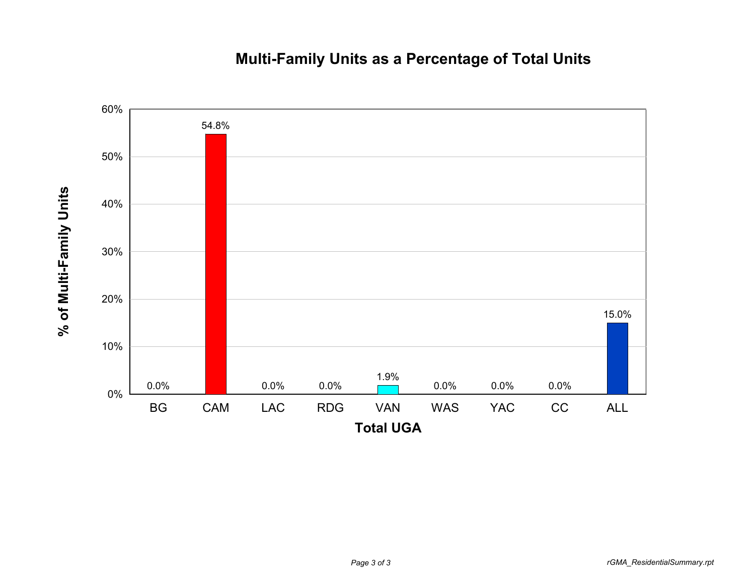# Multi-Family Units as a Percentage of Total Units

% of Multi-Family Units

60%
50%
40%
30%
20%
10%
0%

0.0%
54.8%
0.0%
0.0%
1.9%
0.0%
0.0%
0.0%
15.0%

BG
CAM
LAC
RDG
VAN
WAS
YAC
CC
ALL

Total UGA

*rGMA_ResidentialSummary.rpt*